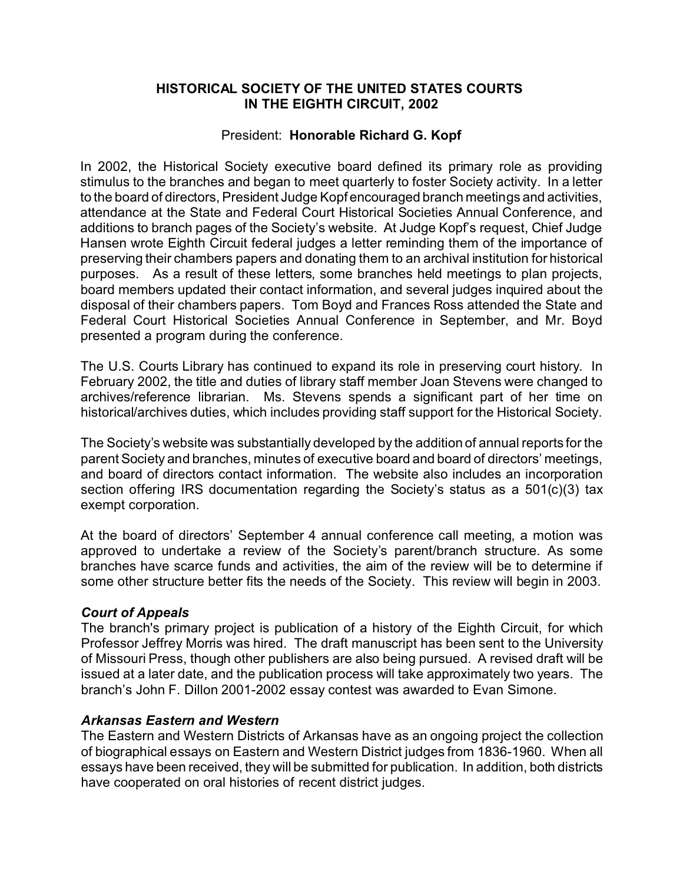# HISTORICAL SOCIETY OF THE UNITED STATES COURTS IN THE EIGHTH CIRCUIT, 2002

President: **Honorable Richard G. Kopf**

In 2002, the Historical Society executive board defined its primary role as providing stimulus to the branches and began to meet quarterly to foster Society activity. In a letter to the board of directors, President Judge Kopf encouraged branch meetings and activities, attendance at the State and Federal Court Historical Societies Annual Conference, and additions to branch pages of the Society's website. At Judge Kopf's request, Chief Judge Hansen wrote Eighth Circuit federal judges a letter reminding them of the importance of preserving their chambers papers and donating them to an archival institution for historical purposes. As a result of these letters, some branches held meetings to plan projects, board members updated their contact information, and several judges inquired about the disposal of their chambers papers. Tom Boyd and Frances Ross attended the State and Federal Court Historical Societies Annual Conference in September, and Mr. Boyd presented a program during the conference.

The U.S. Courts Library has continued to expand its role in preserving court history. In February 2002, the title and duties of library staff member Joan Stevens were changed to archives/reference librarian. Ms. Stevens spends a significant part of her time on historical/archives duties, which includes providing staff support for the Historical Society.

The Society's website was substantially developed by the addition of annual reports for the parent Society and branches, minutes of executive board and board of directors' meetings, and board of directors contact information. The website also includes an incorporation section offering IRS documentation regarding the Society's status as a 501(c)(3) tax exempt corporation.

At the board of directors' September 4 annual conference call meeting, a motion was approved to undertake a review of the Society's parent/branch structure. As some branches have scarce funds and activities, the aim of the review will be to determine if some other structure better fits the needs of the Society. This review will begin in 2003.

### *Court of Appeals*

The branch's primary project is publication of a history of the Eighth Circuit, for which Professor Jeffrey Morris was hired. The draft manuscript has been sent to the University of Missouri Press, though other publishers are also being pursued. A revised draft will be issued at a later date, and the publication process will take approximately two years. The branch's John F. Dillon 2001-2002 essay contest was awarded to Evan Simone.

### *Arkansas Eastern and Western*

The Eastern and Western Districts of Arkansas have as an ongoing project the collection of biographical essays on Eastern and Western District judges from 1836-1960. When all essays have been received, they will be submitted for publication. In addition, both districts have cooperated on oral histories of recent district judges.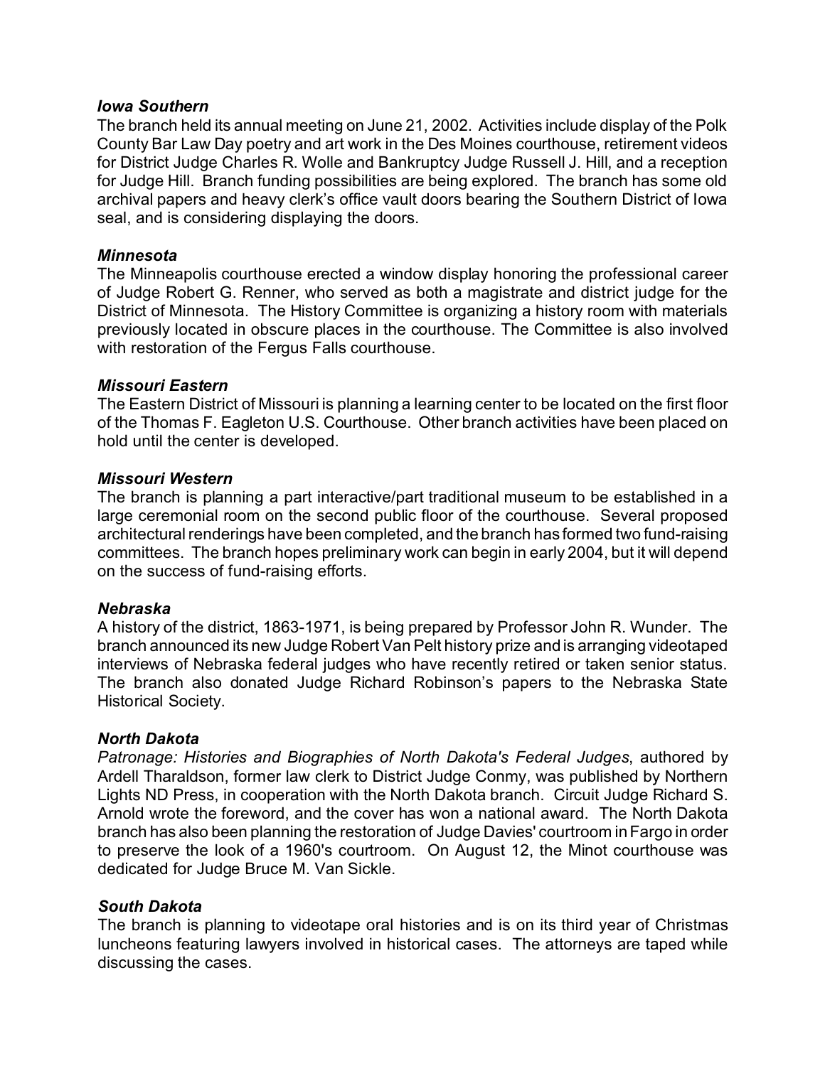### *Iowa Southern*

The branch held its annual meeting on June 21, 2002. Activities include display of the Polk County Bar Law Day poetry and art work in the Des Moines courthouse, retirement videos for District Judge Charles R. Wolle and Bankruptcy Judge Russell J. Hill, and a reception for Judge Hill. Branch funding possibilities are being explored. The branch has some old archival papers and heavy clerk's office vault doors bearing the Southern District of Iowa seal, and is considering displaying the doors.

### *Minnesota*

The Minneapolis courthouse erected a window display honoring the professional career of Judge Robert G. Renner, who served as both a magistrate and district judge for the District of Minnesota. The History Committee is organizing a history room with materials previously located in obscure places in the courthouse. The Committee is also involved with restoration of the Fergus Falls courthouse.

### *Missouri Eastern*

The Eastern District of Missouri is planning a learning center to be located on the first floor of the Thomas F. Eagleton U.S. Courthouse. Other branch activities have been placed on hold until the center is developed.

### *Missouri Western*

The branch is planning a part interactive/part traditional museum to be established in a large ceremonial room on the second public floor of the courthouse. Several proposed architectural renderings have been completed, and the branch has formed two fund-raising committees. The branch hopes preliminary work can begin in early 2004, but it will depend on the success of fund-raising efforts.

### *Nebraska*

A history of the district, 1863-1971, is being prepared by Professor John R. Wunder. The branch announced its new Judge Robert Van Pelt history prize and is arranging videotaped interviews of Nebraska federal judges who have recently retired or taken senior status. The branch also donated Judge Richard Robinson's papers to the Nebraska State Historical Society.

### *North Dakota*

*Patronage: Histories and Biographies of North Dakota's Federal Judges*, authored by Ardell Tharaldson, former law clerk to District Judge Conmy, was published by Northern Lights ND Press, in cooperation with the North Dakota branch. Circuit Judge Richard S. Arnold wrote the foreword, and the cover has won a national award. The North Dakota branch has also been planning the restoration of Judge Davies' courtroom in Fargo in order to preserve the look of a 1960's courtroom. On August 12, the Minot courthouse was dedicated for Judge Bruce M. Van Sickle.

### *South Dakota*

The branch is planning to videotape oral histories and is on its third year of Christmas luncheons featuring lawyers involved in historical cases. The attorneys are taped while discussing the cases.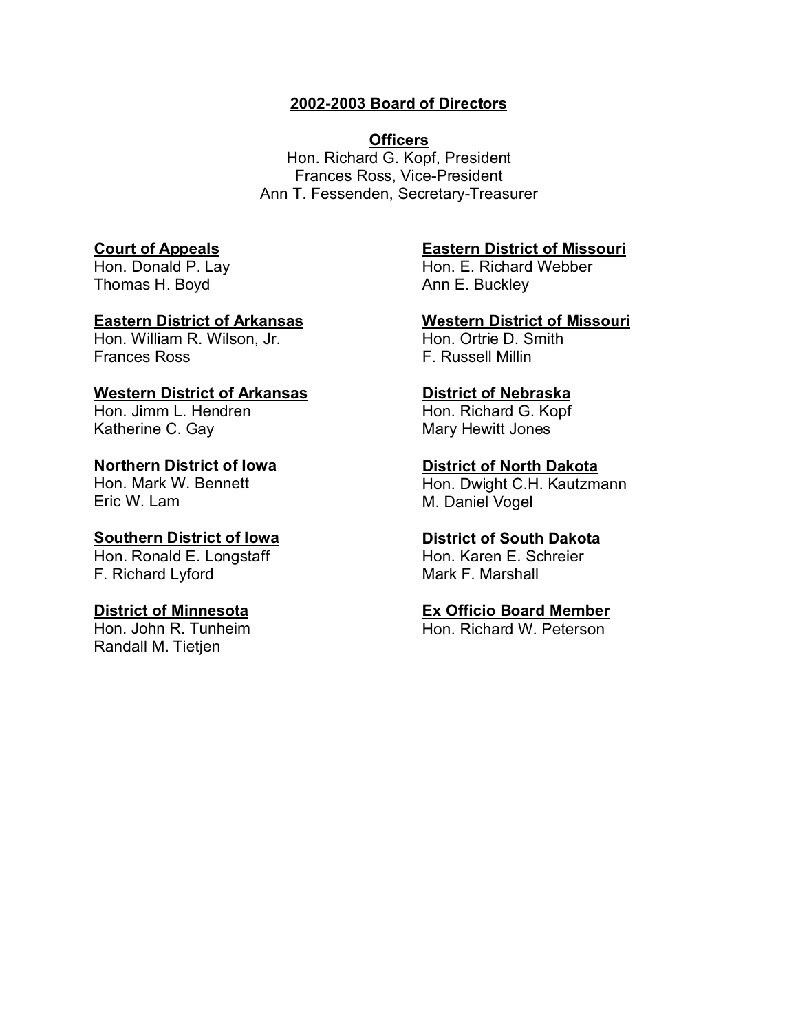## 2002-2003 Board of Directors

### Officers

Hon. Richard G. Kopf, President
Frances Ross, Vice-President
Ann T. Fessenden, Secretary-Treasurer

**Court of Appeals**
Hon. Donald P. Lay
Thomas H. Boyd

**Eastern District of Arkansas**
Hon. William R. Wilson, Jr.
Frances Ross

**Western District of Arkansas**
Hon. Jimm L. Hendren
Katherine C. Gay

**Northern District of Iowa**
Hon. Mark W. Bennett
Eric W. Lam

**Southern District of Iowa**
Hon. Ronald E. Longstaff
F. Richard Lyford

**District of Minnesota**
Hon. John R. Tunheim
Randall M. Tietjen

**Eastern District of Missouri**
Hon. E. Richard Webber
Ann E. Buckley

**Western District of Missouri**
Hon. Ortrie D. Smith
F. Russell Millin

**District of Nebraska**
Hon. Richard G. Kopf
Mary Hewitt Jones

**District of North Dakota**
Hon. Dwight C.H. Kautzmann
M. Daniel Vogel

**District of South Dakota**
Hon. Karen E. Schreier
Mark F. Marshall

**Ex Officio Board Member**
Hon. Richard W. Peterson